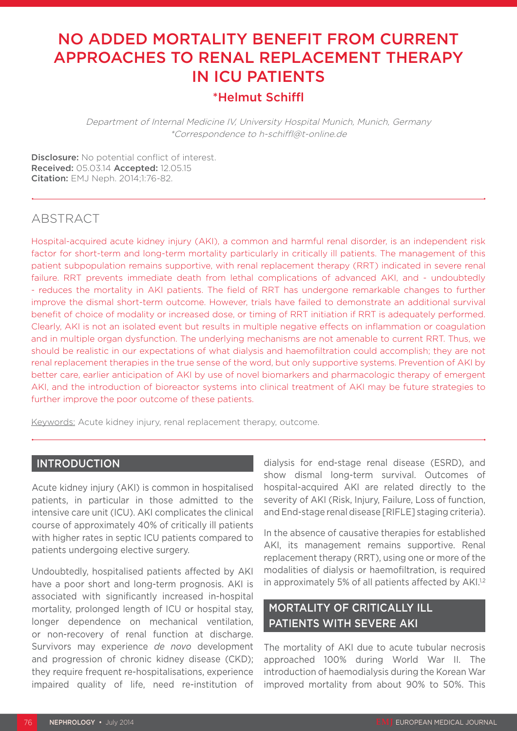# NO ADDED MORTALITY BENEFIT FROM CURRENT APPROACHES TO RENAL REPLACEMENT THERAPY IN ICU PATIENTS

## *Helmut Schiffl

*Department of Internal Medicine IV, University Hospital Munich, Munich, Germany*
*\*Correspondence to h-schiffl@t-online.de*

**Disclosure:** No potential conflict of interest.
**Received:** 05.03.14 **Accepted:** 12.05.15
**Citation:** EMJ Neph. 2014;1:76-82.

## ABSTRACT

Hospital-acquired acute kidney injury (AKI), a common and harmful renal disorder, is an independent risk factor for short-term and long-term mortality particularly in critically ill patients. The management of this patient subpopulation remains supportive, with renal replacement therapy (RRT) indicated in severe renal failure. RRT prevents immediate death from lethal complications of advanced AKI, and - undoubtedly - reduces the mortality in AKI patients. The field of RRT has undergone remarkable changes to further improve the dismal short-term outcome. However, trials have failed to demonstrate an additional survival benefit of choice of modality or increased dose, or timing of RRT initiation if RRT is adequately performed. Clearly, AKI is not an isolated event but results in multiple negative effects on inflammation or coagulation and in multiple organ dysfunction. The underlying mechanisms are not amenable to current RRT. Thus, we should be realistic in our expectations of what dialysis and haemofiltration could accomplish; they are not renal replacement therapies in the true sense of the word, but only supportive systems. Prevention of AKI by better care, earlier anticipation of AKI by use of novel biomarkers and pharmacologic therapy of emergent AKI, and the introduction of bioreactor systems into clinical treatment of AKI may be future strategies to further improve the poor outcome of these patients.

Keywords: Acute kidney injury, renal replacement therapy, outcome.

## INTRODUCTION

Acute kidney injury (AKI) is common in hospitalised patients, in particular in those admitted to the intensive care unit (ICU). AKI complicates the clinical course of approximately 40% of critically ill patients with higher rates in septic ICU patients compared to patients undergoing elective surgery.

Undoubtedly, hospitalised patients affected by AKI have a poor short and long-term prognosis. AKI is associated with significantly increased in-hospital mortality, prolonged length of ICU or hospital stay, longer dependence on mechanical ventilation, or non-recovery of renal function at discharge. Survivors may experience *de novo* development and progression of chronic kidney disease (CKD); they require frequent re-hospitalisations, experience impaired quality of life, need re-institution of dialysis for end-stage renal disease (ESRD), and show dismal long-term survival. Outcomes of hospital-acquired AKI are related directly to the severity of AKI (Risk, Injury, Failure, Loss of function, and End-stage renal disease [RIFLE] staging criteria).

In the absence of causative therapies for established AKI, its management remains supportive. Renal replacement therapy (RRT), using one or more of the modalities of dialysis or haemofiltration, is required in approximately 5% of all patients affected by AKI.[1,2]

## MORTALITY OF CRITICALLY ILL PATIENTS WITH SEVERE AKI

The mortality of AKI due to acute tubular necrosis approached 100% during World War II. The introduction of haemodialysis during the Korean War improved mortality from about 90% to 50%. This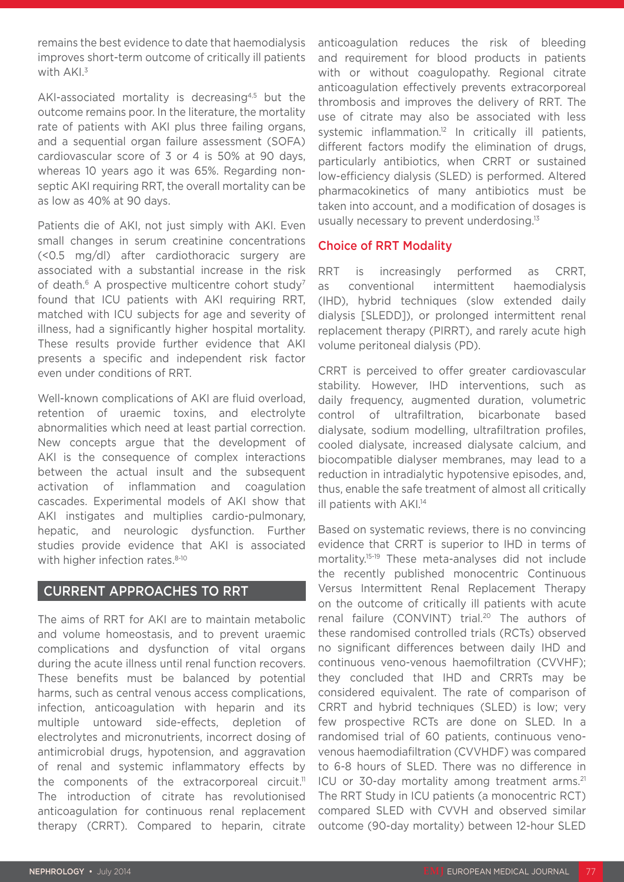remains the best evidence to date that haemodialysis improves short-term outcome of critically ill patients with AKI.[3]

AKI-associated mortality is decreasing[4,5] but the outcome remains poor. In the literature, the mortality rate of patients with AKI plus three failing organs, and a sequential organ failure assessment (SOFA) cardiovascular score of 3 or 4 is 50% at 90 days, whereas 10 years ago it was 65%. Regarding non-septic AKI requiring RRT, the overall mortality can be as low as 40% at 90 days.

Patients die of AKI, not just simply with AKI. Even small changes in serum creatinine concentrations (<0.5 mg/dl) after cardiothoracic surgery are associated with a substantial increase in the risk of death.[6] A prospective multicentre cohort study[7] found that ICU patients with AKI requiring RRT, matched with ICU subjects for age and severity of illness, had a significantly higher hospital mortality. These results provide further evidence that AKI presents a specific and independent risk factor even under conditions of RRT.

Well-known complications of AKI are fluid overload, retention of uraemic toxins, and electrolyte abnormalities which need at least partial correction. New concepts argue that the development of AKI is the consequence of complex interactions between the actual insult and the subsequent activation of inflammation and coagulation cascades. Experimental models of AKI show that AKI instigates and multiplies cardio-pulmonary, hepatic, and neurologic dysfunction. Further studies provide evidence that AKI is associated with higher infection rates.[8-10]

## CURRENT APPROACHES TO RRT

The aims of RRT for AKI are to maintain metabolic and volume homeostasis, and to prevent uraemic complications and dysfunction of vital organs during the acute illness until renal function recovers. These benefits must be balanced by potential harms, such as central venous access complications, infection, anticoagulation with heparin and its multiple untoward side-effects, depletion of electrolytes and micronutrients, incorrect dosing of antimicrobial drugs, hypotension, and aggravation of renal and systemic inflammatory effects by the components of the extracorporeal circuit.[11] The introduction of citrate has revolutionised anticoagulation for continuous renal replacement therapy (CRRT). Compared to heparin, citrate anticoagulation reduces the risk of bleeding and requirement for blood products in patients with or without coagulopathy. Regional citrate anticoagulation effectively prevents extracorporeal thrombosis and improves the delivery of RRT. The use of citrate may also be associated with less systemic inflammation.[12] In critically ill patients, different factors modify the elimination of drugs, particularly antibiotics, when CRRT or sustained low-efficiency dialysis (SLED) is performed. Altered pharmacokinetics of many antibiotics must be taken into account, and a modification of dosages is usually necessary to prevent underdosing.[13]

### Choice of RRT Modality

RRT is increasingly performed as CRRT, as conventional intermittent haemodialysis (IHD), hybrid techniques (slow extended daily dialysis [SLEDD]), or prolonged intermittent renal replacement therapy (PIRRT), and rarely acute high volume peritoneal dialysis (PD).

CRRT is perceived to offer greater cardiovascular stability. However, IHD interventions, such as daily frequency, augmented duration, volumetric control of ultrafiltration, bicarbonate based dialysate, sodium modelling, ultrafiltration profiles, cooled dialysate, increased dialysate calcium, and biocompatible dialyser membranes, may lead to a reduction in intradialytic hypotensive episodes, and, thus, enable the safe treatment of almost all critically ill patients with AKI.[14]

Based on systematic reviews, there is no convincing evidence that CRRT is superior to IHD in terms of mortality.[15-19] These meta-analyses did not include the recently published monocentric Continuous Versus Intermittent Renal Replacement Therapy on the outcome of critically ill patients with acute renal failure (CONVINT) trial.[20] The authors of these randomised controlled trials (RCTs) observed no significant differences between daily IHD and continuous veno-venous haemofiltration (CVVHF); they concluded that IHD and CRRTs may be considered equivalent. The rate of comparison of CRRT and hybrid techniques (SLED) is low; very few prospective RCTs are done on SLED. In a randomised trial of 60 patients, continuous veno-venous haemodiafiltration (CVVHDF) was compared to 6-8 hours of SLED. There was no difference in ICU or 30-day mortality among treatment arms.[21] The RRT Study in ICU patients (a monocentric RCT) compared SLED with CVVH and observed similar outcome (90-day mortality) between 12-hour SLED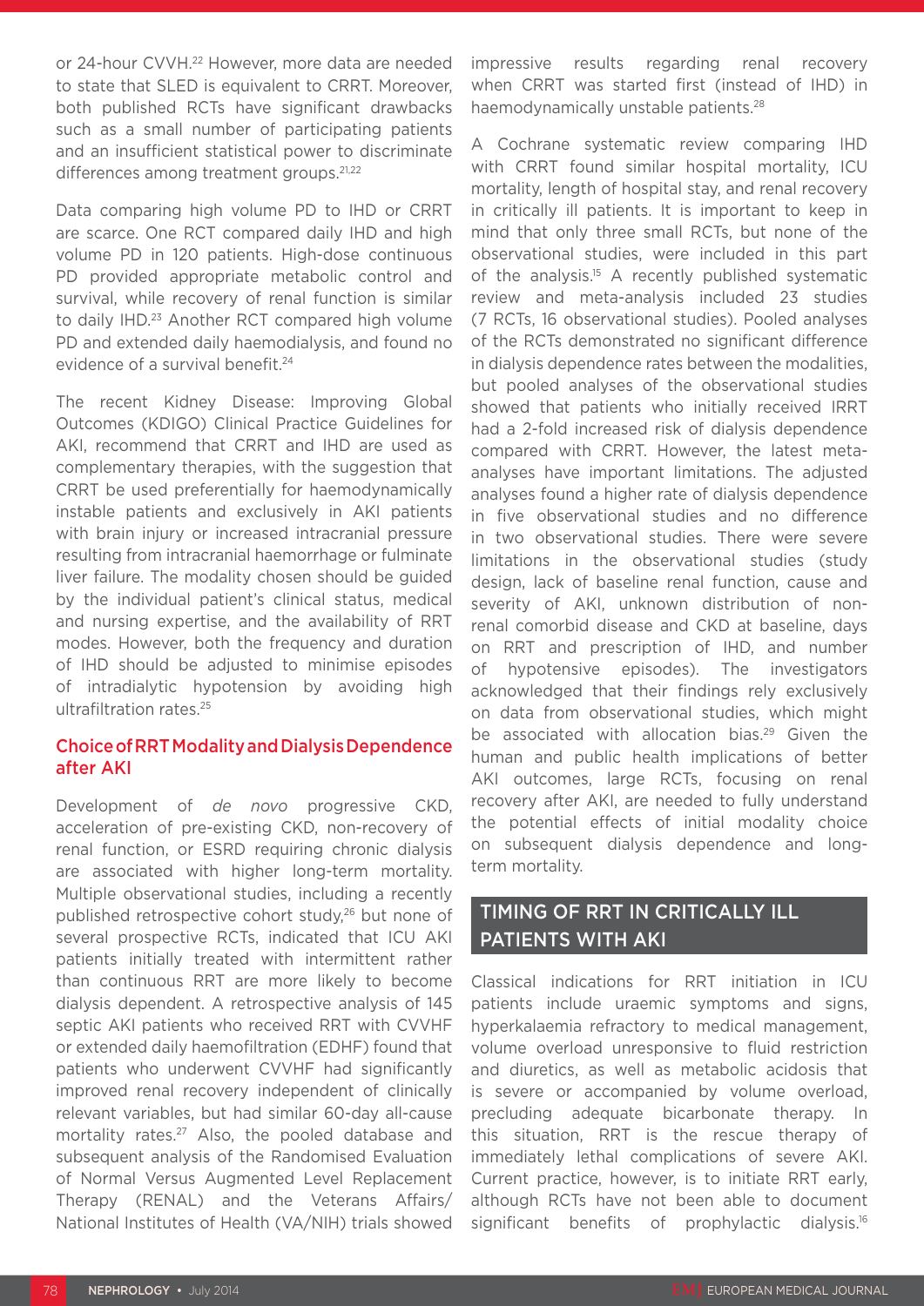or 24-hour CVVH.[22] However, more data are needed to state that SLED is equivalent to CRRT. Moreover, both published RCTs have significant drawbacks such as a small number of participating patients and an insufficient statistical power to discriminate differences among treatment groups.[21,22]

Data comparing high volume PD to IHD or CRRT are scarce. One RCT compared daily IHD and high volume PD in 120 patients. High-dose continuous PD provided appropriate metabolic control and survival, while recovery of renal function is similar to daily IHD.[23] Another RCT compared high volume PD and extended daily haemodialysis, and found no evidence of a survival benefit.[24]

The recent Kidney Disease: Improving Global Outcomes (KDIGO) Clinical Practice Guidelines for AKI, recommend that CRRT and IHD are used as complementary therapies, with the suggestion that CRRT be used preferentially for haemodynamically instable patients and exclusively in AKI patients with brain injury or increased intracranial pressure resulting from intracranial haemorrhage or fulminate liver failure. The modality chosen should be guided by the individual patient's clinical status, medical and nursing expertise, and the availability of RRT modes. However, both the frequency and duration of IHD should be adjusted to minimise episodes of intradialytic hypotension by avoiding high ultrafiltration rates.[25]

### Choice of RRT Modality and Dialysis Dependence after AKI

Development of *de novo* progressive CKD, acceleration of pre-existing CKD, non-recovery of renal function, or ESRD requiring chronic dialysis are associated with higher long-term mortality. Multiple observational studies, including a recently published retrospective cohort study,[26] but none of several prospective RCTs, indicated that ICU AKI patients initially treated with intermittent rather than continuous RRT are more likely to become dialysis dependent. A retrospective analysis of 145 septic AKI patients who received RRT with CVVHF or extended daily haemofiltration (EDHF) found that patients who underwent CVVHF had significantly improved renal recovery independent of clinically relevant variables, but had similar 60-day all-cause mortality rates.[27] Also, the pooled database and subsequent analysis of the Randomised Evaluation of Normal Versus Augmented Level Replacement Therapy (RENAL) and the Veterans Affairs/National Institutes of Health (VA/NIH) trials showed impressive results regarding renal recovery when CRRT was started first (instead of IHD) in haemodynamically unstable patients.[28]

A Cochrane systematic review comparing IHD with CRRT found similar hospital mortality, ICU mortality, length of hospital stay, and renal recovery in critically ill patients. It is important to keep in mind that only three small RCTs, but none of the observational studies, were included in this part of the analysis.[15] A recently published systematic review and meta-analysis included 23 studies (7 RCTs, 16 observational studies). Pooled analyses of the RCTs demonstrated no significant difference in dialysis dependence rates between the modalities, but pooled analyses of the observational studies showed that patients who initially received IRRT had a 2-fold increased risk of dialysis dependence compared with CRRT. However, the latest meta-analyses have important limitations. The adjusted analyses found a higher rate of dialysis dependence in five observational studies and no difference in two observational studies. There were severe limitations in the observational studies (study design, lack of baseline renal function, cause and severity of AKI, unknown distribution of non-renal comorbid disease and CKD at baseline, days on RRT and prescription of IHD, and number of hypotensive episodes). The investigators acknowledged that their findings rely exclusively on data from observational studies, which might be associated with allocation bias.[29] Given the human and public health implications of better AKI outcomes, large RCTs, focusing on renal recovery after AKI, are needed to fully understand the potential effects of initial modality choice on subsequent dialysis dependence and long-term mortality.

## TIMING OF RRT IN CRITICALLY ILL PATIENTS WITH AKI

Classical indications for RRT initiation in ICU patients include uraemic symptoms and signs, hyperkalaemia refractory to medical management, volume overload unresponsive to fluid restriction and diuretics, as well as metabolic acidosis that is severe or accompanied by volume overload, precluding adequate bicarbonate therapy. In this situation, RRT is the rescue therapy of immediately lethal complications of severe AKI. Current practice, however, is to initiate RRT early, although RCTs have not been able to document significant benefits of prophylactic dialysis.[16]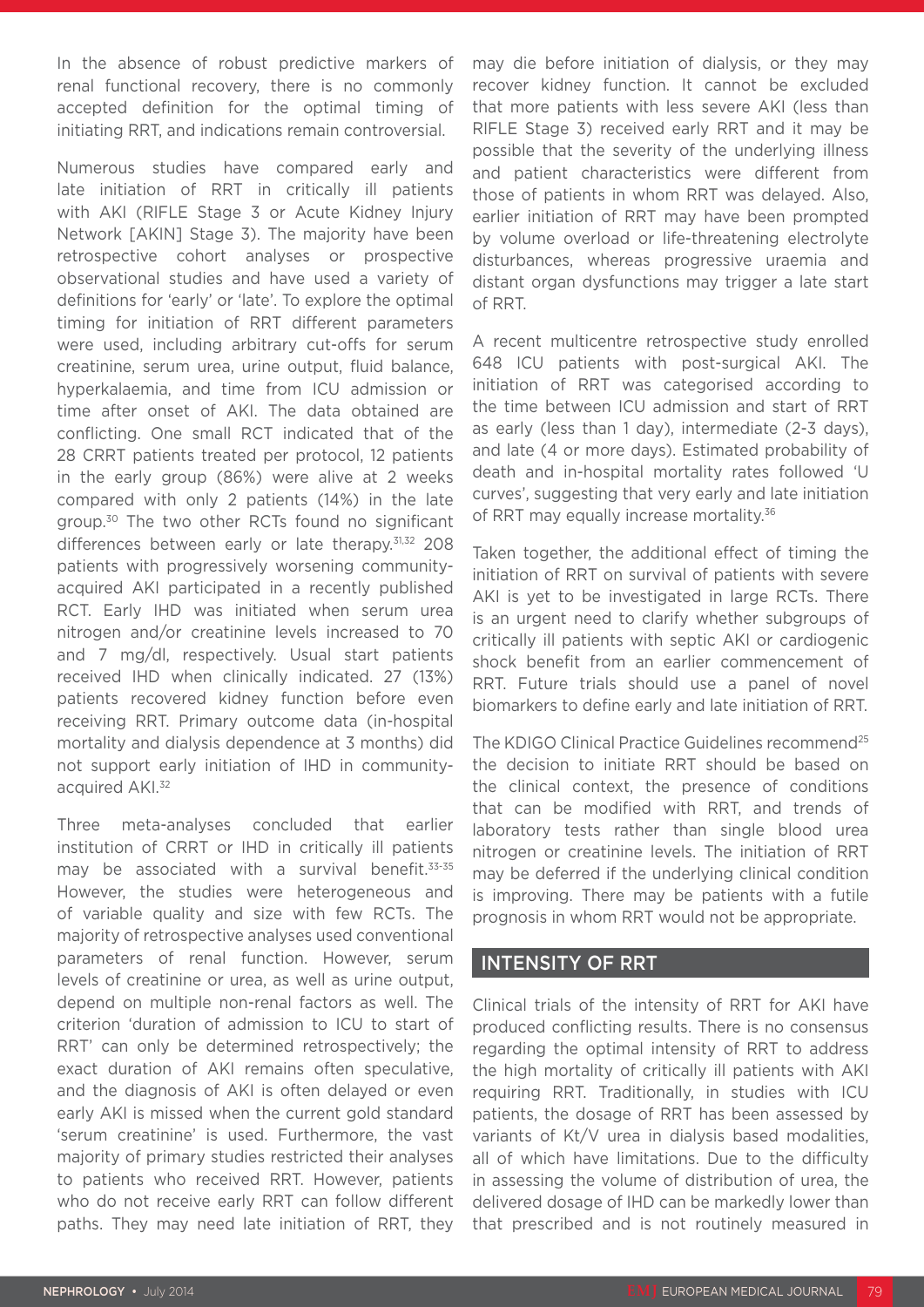In the absence of robust predictive markers of renal functional recovery, there is no commonly accepted definition for the optimal timing of initiating RRT, and indications remain controversial.

Numerous studies have compared early and late initiation of RRT in critically ill patients with AKI (RIFLE Stage 3 or Acute Kidney Injury Network [AKIN] Stage 3). The majority have been retrospective cohort analyses or prospective observational studies and have used a variety of definitions for 'early' or 'late'. To explore the optimal timing for initiation of RRT different parameters were used, including arbitrary cut-offs for serum creatinine, serum urea, urine output, fluid balance, hyperkalaemia, and time from ICU admission or time after onset of AKI. The data obtained are conflicting. One small RCT indicated that of the 28 CRRT patients treated per protocol, 12 patients in the early group (86%) were alive at 2 weeks compared with only 2 patients (14%) in the late group.[30] The two other RCTs found no significant differences between early or late therapy.[31,32] 208 patients with progressively worsening community-acquired AKI participated in a recently published RCT. Early IHD was initiated when serum urea nitrogen and/or creatinine levels increased to 70 and 7 mg/dl, respectively. Usual start patients received IHD when clinically indicated. 27 (13%) patients recovered kidney function before even receiving RRT. Primary outcome data (in-hospital mortality and dialysis dependence at 3 months) did not support early initiation of IHD in community-acquired AKI.[32]

Three meta-analyses concluded that earlier institution of CRRT or IHD in critically ill patients may be associated with a survival benefit.[33-35] However, the studies were heterogeneous and of variable quality and size with few RCTs. The majority of retrospective analyses used conventional parameters of renal function. However, serum levels of creatinine or urea, as well as urine output, depend on multiple non-renal factors as well. The criterion 'duration of admission to ICU to start of RRT' can only be determined retrospectively; the exact duration of AKI remains often speculative, and the diagnosis of AKI is often delayed or even early AKI is missed when the current gold standard 'serum creatinine' is used. Furthermore, the vast majority of primary studies restricted their analyses to patients who received RRT. However, patients who do not receive early RRT can follow different paths. They may need late initiation of RRT, they may die before initiation of dialysis, or they may recover kidney function. It cannot be excluded that more patients with less severe AKI (less than RIFLE Stage 3) received early RRT and it may be possible that the severity of the underlying illness and patient characteristics were different from those of patients in whom RRT was delayed. Also, earlier initiation of RRT may have been prompted by volume overload or life-threatening electrolyte disturbances, whereas progressive uraemia and distant organ dysfunctions may trigger a late start of RRT.

A recent multicentre retrospective study enrolled 648 ICU patients with post-surgical AKI. The initiation of RRT was categorised according to the time between ICU admission and start of RRT as early (less than 1 day), intermediate (2-3 days), and late (4 or more days). Estimated probability of death and in-hospital mortality rates followed 'U curves', suggesting that very early and late initiation of RRT may equally increase mortality.[36]

Taken together, the additional effect of timing the initiation of RRT on survival of patients with severe AKI is yet to be investigated in large RCTs. There is an urgent need to clarify whether subgroups of critically ill patients with septic AKI or cardiogenic shock benefit from an earlier commencement of RRT. Future trials should use a panel of novel biomarkers to define early and late initiation of RRT.

The KDIGO Clinical Practice Guidelines recommend[25] the decision to initiate RRT should be based on the clinical context, the presence of conditions that can be modified with RRT, and trends of laboratory tests rather than single blood urea nitrogen or creatinine levels. The initiation of RRT may be deferred if the underlying clinical condition is improving. There may be patients with a futile prognosis in whom RRT would not be appropriate.

## INTENSITY OF RRT

Clinical trials of the intensity of RRT for AKI have produced conflicting results. There is no consensus regarding the optimal intensity of RRT to address the high mortality of critically ill patients with AKI requiring RRT. Traditionally, in studies with ICU patients, the dosage of RRT has been assessed by variants of Kt/V urea in dialysis based modalities, all of which have limitations. Due to the difficulty in assessing the volume of distribution of urea, the delivered dosage of IHD can be markedly lower than that prescribed and is not routinely measured in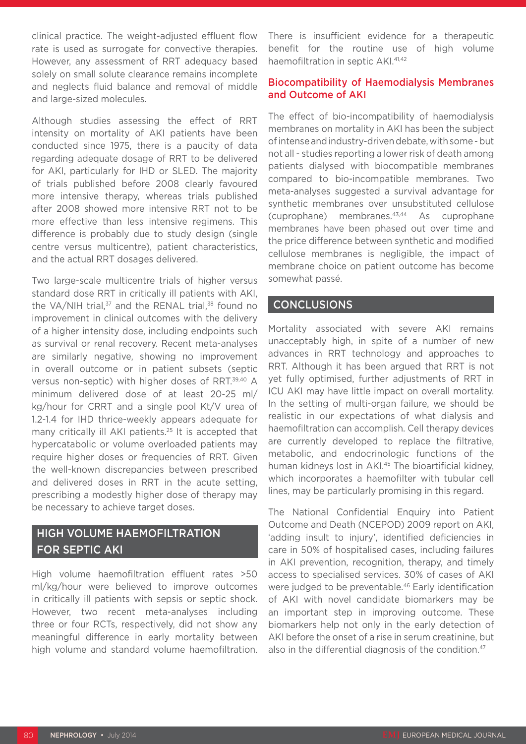clinical practice. The weight-adjusted effluent flow rate is used as surrogate for convective therapies. However, any assessment of RRT adequacy based solely on small solute clearance remains incomplete and neglects fluid balance and removal of middle and large-sized molecules.

Although studies assessing the effect of RRT intensity on mortality of AKI patients have been conducted since 1975, there is a paucity of data regarding adequate dosage of RRT to be delivered for AKI, particularly for IHD or SLED. The majority of trials published before 2008 clearly favoured more intensive therapy, whereas trials published after 2008 showed more intensive RRT not to be more effective than less intensive regimens. This difference is probably due to study design (single centre versus multicentre), patient characteristics, and the actual RRT dosages delivered.

Two large-scale multicentre trials of higher versus standard dose RRT in critically ill patients with AKI, the VA/NIH trial,[37] and the RENAL trial,[38] found no improvement in clinical outcomes with the delivery of a higher intensity dose, including endpoints such as survival or renal recovery. Recent meta-analyses are similarly negative, showing no improvement in overall outcome or in patient subsets (septic versus non-septic) with higher doses of RRT.[39,40] A minimum delivered dose of at least 20-25 ml/kg/hour for CRRT and a single pool Kt/V urea of 1.2-1.4 for IHD thrice-weekly appears adequate for many critically ill AKI patients.[25] It is accepted that hypercatabolic or volume overloaded patients may require higher doses or frequencies of RRT. Given the well-known discrepancies between prescribed and delivered doses in RRT in the acute setting, prescribing a modestly higher dose of therapy may be necessary to achieve target doses.

## HIGH VOLUME HAEMOFILTRATION FOR SEPTIC AKI

High volume haemofiltration effluent rates >50 ml/kg/hour were believed to improve outcomes in critically ill patients with sepsis or septic shock. However, two recent meta-analyses including three or four RCTs, respectively, did not show any meaningful difference in early mortality between high volume and standard volume haemofiltration. There is insufficient evidence for a therapeutic benefit for the routine use of high volume haemofiltration in septic AKI.[41,42]

### Biocompatibility of Haemodialysis Membranes and Outcome of AKI

The effect of bio-incompatibility of haemodialysis membranes on mortality in AKI has been the subject of intense and industry-driven debate, with some - but not all - studies reporting a lower risk of death among patients dialysed with biocompatible membranes compared to bio-incompatible membranes. Two meta-analyses suggested a survival advantage for synthetic membranes over unsubstituted cellulose (cuprophane) membranes.[43,44] As cuprophane membranes have been phased out over time and the price difference between synthetic and modified cellulose membranes is negligible, the impact of membrane choice on patient outcome has become somewhat passé.

## CONCLUSIONS

Mortality associated with severe AKI remains unacceptably high, in spite of a number of new advances in RRT technology and approaches to RRT. Although it has been argued that RRT is not yet fully optimised, further adjustments of RRT in ICU AKI may have little impact on overall mortality. In the setting of multi-organ failure, we should be realistic in our expectations of what dialysis and haemofiltration can accomplish. Cell therapy devices are currently developed to replace the filtrative, metabolic, and endocrinologic functions of the human kidneys lost in AKI.[45] The bioartificial kidney, which incorporates a haemofilter with tubular cell lines, may be particularly promising in this regard.

The National Confidential Enquiry into Patient Outcome and Death (NCEPOD) 2009 report on AKI, 'adding insult to injury', identified deficiencies in care in 50% of hospitalised cases, including failures in AKI prevention, recognition, therapy, and timely access to specialised services. 30% of cases of AKI were judged to be preventable.[46] Early identification of AKI with novel candidate biomarkers may be an important step in improving outcome. These biomarkers help not only in the early detection of AKI before the onset of a rise in serum creatinine, but also in the differential diagnosis of the condition.[47]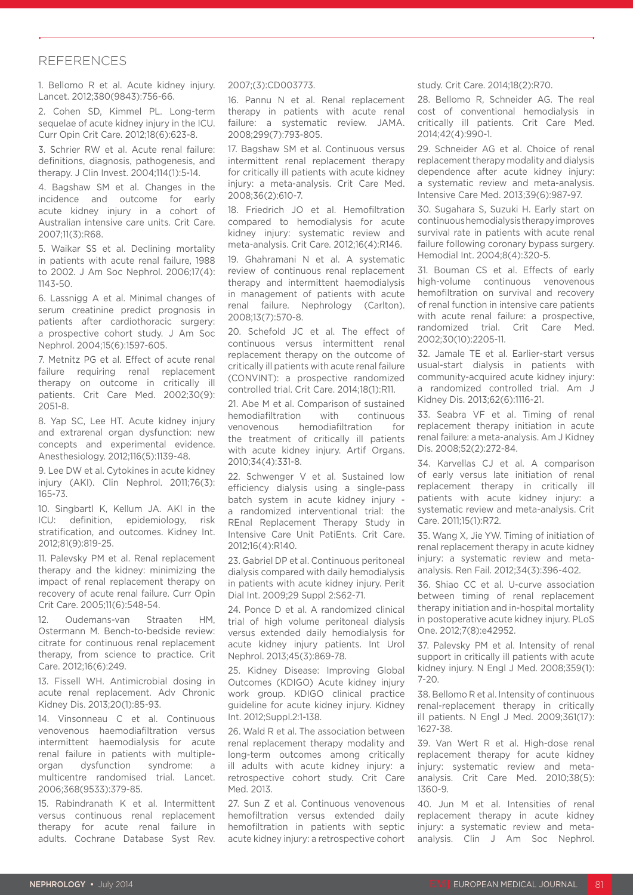## REFERENCES

1. Bellomo R et al. Acute kidney injury. Lancet. 2012;380(9843):756-66.

2. Cohen SD, Kimmel PL. Long-term sequelae of acute kidney injury in the ICU. Curr Opin Crit Care. 2012;18(6):623-8.

3. Schrier RW et al. Acute renal failure: definitions, diagnosis, pathogenesis, and therapy. J Clin Invest. 2004;114(1):5-14.

4. Bagshaw SM et al. Changes in the incidence and outcome for early acute kidney injury in a cohort of Australian intensive care units. Crit Care. 2007;11(3):R68.

5. Waikar SS et al. Declining mortality in patients with acute renal failure, 1988 to 2002. J Am Soc Nephrol. 2006;17(4):1143-50.

6. Lassnigg A et al. Minimal changes of serum creatinine predict prognosis in patients after cardiothoracic surgery: a prospective cohort study. J Am Soc Nephrol. 2004;15(6):1597-605.

7. Metnitz PG et al. Effect of acute renal failure requiring renal replacement therapy on outcome in critically ill patients. Crit Care Med. 2002;30(9):2051-8.

8. Yap SC, Lee HT. Acute kidney injury and extrarenal organ dysfunction: new concepts and experimental evidence. Anesthesiology. 2012;116(5):1139-48.

9. Lee DW et al. Cytokines in acute kidney injury (AKI). Clin Nephrol. 2011;76(3):165-73.

10. Singbartl K, Kellum JA. AKI in the ICU: definition, epidemiology, risk stratification, and outcomes. Kidney Int. 2012;81(9):819-25.

11. Palevsky PM et al. Renal replacement therapy and the kidney: minimizing the impact of renal replacement therapy on recovery of acute renal failure. Curr Opin Crit Care. 2005;11(6):548-54.

12. Oudemans-van Straaten HM, Ostermann M. Bench-to-bedside review: citrate for continuous renal replacement therapy, from science to practice. Crit Care. 2012;16(6):249.

13. Fissell WH. Antimicrobial dosing in acute renal replacement. Adv Chronic Kidney Dis. 2013;20(1):85-93.

14. Vinsonneau C et al. Continuous venovenous haemodiafiltration versus intermittent haemodialysis for acute renal failure in patients with multiple-organ dysfunction syndrome: a multicentre randomised trial. Lancet. 2006;368(9533):379-85.

15. Rabindranath K et al. Intermittent versus continuous renal replacement therapy for acute renal failure in adults. Cochrane Database Syst Rev. 2007;(3):CD003773.

16. Pannu N et al. Renal replacement therapy in patients with acute renal failure: a systematic review. JAMA. 2008;299(7):793-805.

17. Bagshaw SM et al. Continuous versus intermittent renal replacement therapy for critically ill patients with acute kidney injury: a meta-analysis. Crit Care Med. 2008;36(2):610-7.

18. Friedrich JO et al. Hemofiltration compared to hemodialysis for acute kidney injury: systematic review and meta-analysis. Crit Care. 2012;16(4):R146.

19. Ghahramani N et al. A systematic review of continuous renal replacement therapy and intermittent haemodialysis in management of patients with acute renal failure. Nephrology (Carlton). 2008;13(7):570-8.

20. Schefold JC et al. The effect of continuous versus intermittent renal replacement therapy on the outcome of critically ill patients with acute renal failure (CONVINT): a prospective randomized controlled trial. Crit Care. 2014;18(1):R11.

21. Abe M et al. Comparison of sustained hemodiafiltration with continuous venovenous hemodiafiltration for the treatment of critically ill patients with acute kidney injury. Artif Organs. 2010;34(4):331-8.

22. Schwenger V et al. Sustained low efficiency dialysis using a single-pass batch system in acute kidney injury - a randomized interventional trial: the REnal Replacement Therapy Study in Intensive Care Unit PatiEnts. Crit Care. 2012;16(4):R140.

23. Gabriel DP et al. Continuous peritoneal dialysis compared with daily hemodialysis in patients with acute kidney injury. Perit Dial Int. 2009;29 Suppl 2:S62-71.

24. Ponce D et al. A randomized clinical trial of high volume peritoneal dialysis versus extended daily hemodialysis for acute kidney injury patients. Int Urol Nephrol. 2013;45(3):869-78.

25. Kidney Disease: Improving Global Outcomes (KDIGO) Acute kidney injury work group. KDIGO clinical practice guideline for acute kidney injury. Kidney Int. 2012;Suppl.2:1-138.

26. Wald R et al. The association between renal replacement therapy modality and long-term outcomes among critically ill adults with acute kidney injury: a retrospective cohort study. Crit Care Med. 2013.

27. Sun Z et al. Continuous venovenous hemofiltration versus extended daily hemofiltration in patients with septic acute kidney injury: a retrospective cohort study. Crit Care. 2014;18(2):R70.

28. Bellomo R, Schneider AG. The real cost of conventional hemodialysis in critically ill patients. Crit Care Med. 2014;42(4):990-1.

29. Schneider AG et al. Choice of renal replacement therapy modality and dialysis dependence after acute kidney injury: a systematic review and meta-analysis. Intensive Care Med. 2013;39(6):987-97.

30. Sugahara S, Suzuki H. Early start on continuous hemodialysis therapy improves survival rate in patients with acute renal failure following coronary bypass surgery. Hemodial Int. 2004;8(4):320-5.

31. Bouman CS et al. Effects of early high-volume continuous venovenous hemofiltration on survival and recovery of renal function in intensive care patients with acute renal failure: a prospective, randomized trial. Crit Care Med. 2002;30(10):2205-11.

32. Jamale TE et al. Earlier-start versus usual-start dialysis in patients with community-acquired acute kidney injury: a randomized controlled trial. Am J Kidney Dis. 2013;62(6):1116-21.

33. Seabra VF et al. Timing of renal replacement therapy initiation in acute renal failure: a meta-analysis. Am J Kidney Dis. 2008;52(2):272-84.

34. Karvellas CJ et al. A comparison of early versus late initiation of renal replacement therapy in critically ill patients with acute kidney injury: a systematic review and meta-analysis. Crit Care. 2011;15(1):R72.

35. Wang X, Jie YW. Timing of initiation of renal replacement therapy in acute kidney injury: a systematic review and meta-analysis. Ren Fail. 2012;34(3):396-402.

36. Shiao CC et al. U-curve association between timing of renal replacement therapy initiation and in-hospital mortality in postoperative acute kidney injury. PLoS One. 2012;7(8):e42952.

37. Palevsky PM et al. Intensity of renal support in critically ill patients with acute kidney injury. N Engl J Med. 2008;359(1):7-20.

38. Bellomo R et al. Intensity of continuous renal-replacement therapy in critically ill patients. N Engl J Med. 2009;361(17):1627-38.

39. Van Wert R et al. High-dose renal replacement therapy for acute kidney injury: systematic review and meta-analysis. Crit Care Med. 2010;38(5):1360-9.

40. Jun M et al. Intensities of renal replacement therapy in acute kidney injury: a systematic review and meta-analysis. Clin J Am Soc Nephrol.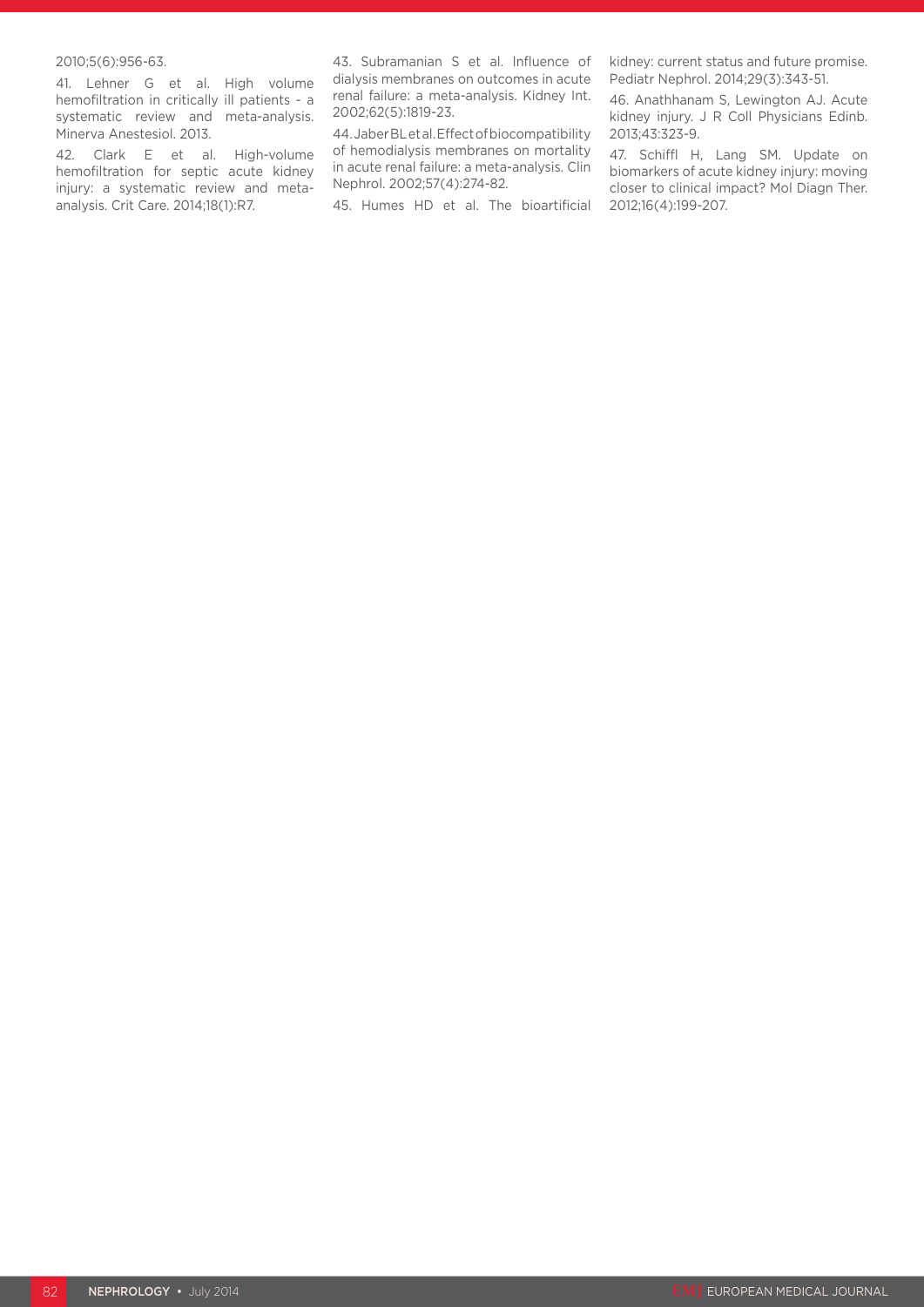2010;5(6):956-63.

41. Lehner G et al. High volume hemofiltration in critically ill patients - a systematic review and meta-analysis. Minerva Anestesiol. 2013.

42. Clark E et al. High-volume hemofiltration for septic acute kidney injury: a systematic review and meta-analysis. Crit Care. 2014;18(1):R7.

43. Subramanian S et al. Influence of dialysis membranes on outcomes in acute renal failure: a meta-analysis. Kidney Int. 2002;62(5):1819-23.

44. Jaber BL et al. Effect of biocompatibility of hemodialysis membranes on mortality in acute renal failure: a meta-analysis. Clin Nephrol. 2002;57(4):274-82.

45. Humes HD et al. The bioartificial kidney: current status and future promise. Pediatr Nephrol. 2014;29(3):343-51.

46. Anathhanam S, Lewington AJ. Acute kidney injury. J R Coll Physicians Edinb. 2013;43:323-9.

47. Schiffl H, Lang SM. Update on biomarkers of acute kidney injury: moving closer to clinical impact? Mol Diagn Ther. 2012;16(4):199-207.